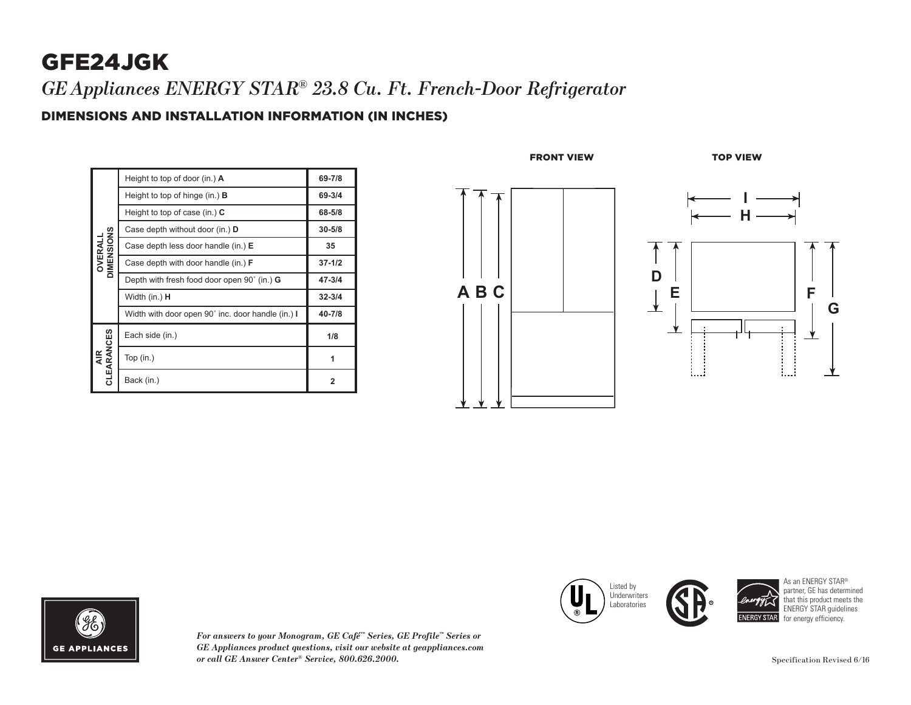# GFE24JGK

## *GE Appliances ENERGY STAR® 23.8 Cu. Ft. French-Door Refrigerator*

### DIMENSIONS AND INSTALLATION INFORMATION (IN INCHES)

| | | |
|---|---|---|
| OVERALL DIMENSIONS | Height to top of door (in.) **A** | 69-7/8 |
| | Height to top of hinge (in.) **B** | 69-3/4 |
| | Height to top of case (in.) **C** | 68-5/8 |
| | Case depth without door (in.) **D** | 30-5/8 |
| | Case depth less door handle (in.) **E** | 35 |
| | Case depth with door handle (in.) **F** | 37-1/2 |
| | Depth with fresh food door open 90˚ (in.) **G** | 47-3/4 |
| | Width (in.) **H** | 32-3/4 |
| | Width with door open 90˚ inc. door handle (in.) **I** | 40-7/8 |
| AIR CLEARANCES | Each side (in.) | 1/8 |
| | Top (in.) | 1 |
| | Back (in.) | 2 |

FRONT VIEW

TOP VIEW

Listed by Underwriters Laboratories

As an ENERGY STAR® partner, GE has determined that this product meets the ENERGY STAR guidelines for energy efficiency.

GE APPLIANCES

*For answers to your Monogram, GE Café™ Series, GE Profile™ Series or GE Appliances product questions, visit our website at geappliances.com or call GE Answer Center® Service, 800.626.2000.*

Specification Revised 6/16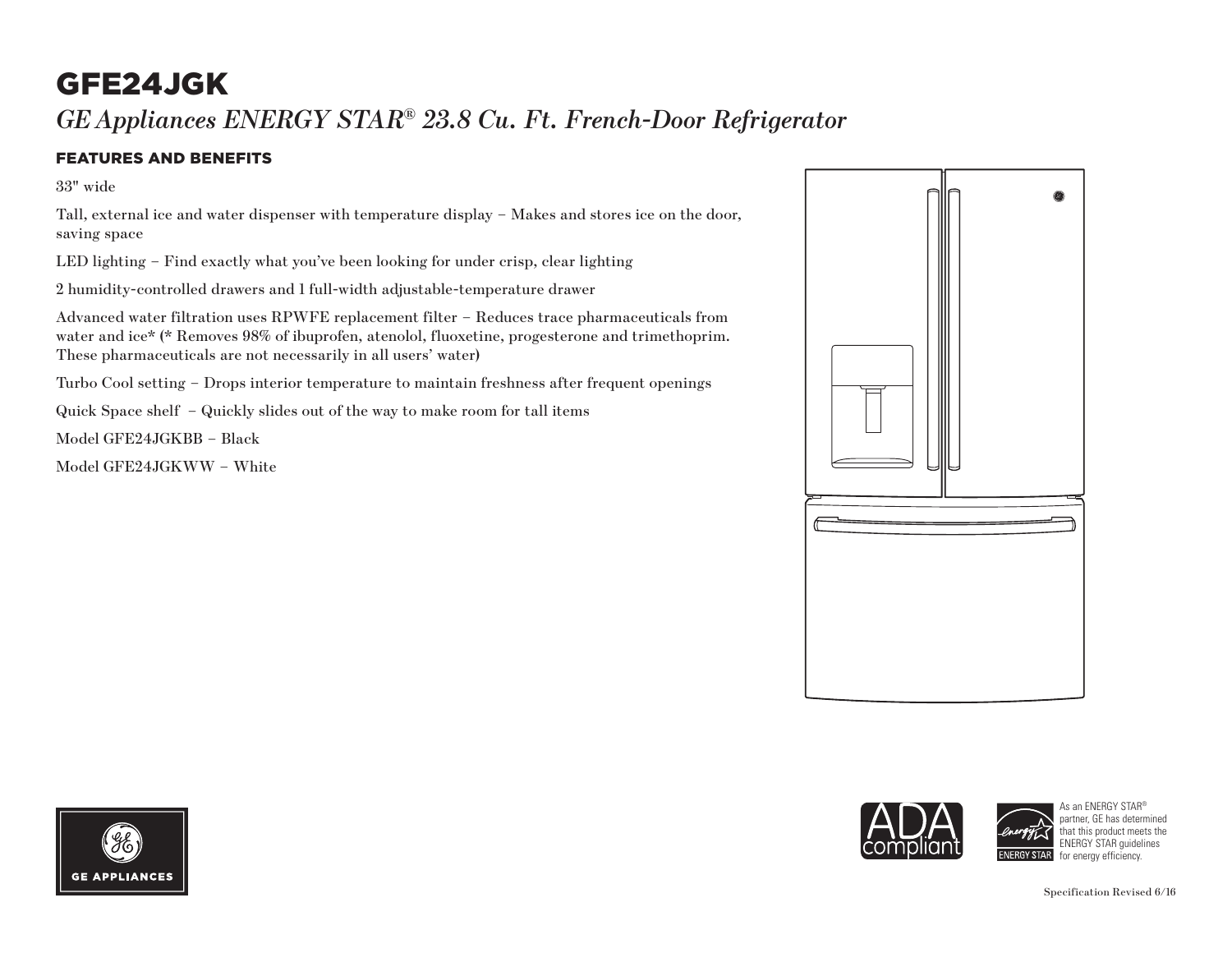# GFE24JGK

## *GE Appliances ENERGY STAR® 23.8 Cu. Ft. French-Door Refrigerator*

### FEATURES AND BENEFITS

33" wide

Tall, external ice and water dispenser with temperature display – Makes and stores ice on the door, saving space

LED lighting – Find exactly what you've been looking for under crisp, clear lighting

2 humidity-controlled drawers and 1 full-width adjustable-temperature drawer

Advanced water filtration uses RPWFE replacement filter – Reduces trace pharmaceuticals from water and ice* (* Removes 98% of ibuprofen, atenolol, fluoxetine, progesterone and trimethoprim. These pharmaceuticals are not necessarily in all users' water)

Turbo Cool setting – Drops interior temperature to maintain freshness after frequent openings

Quick Space shelf – Quickly slides out of the way to make room for tall items

Model GFE24JGKBB – Black

Model GFE24JGKWW – White

GE APPLIANCES

ADA compliant

As an ENERGY STAR® partner, GE has determined that this product meets the ENERGY STAR guidelines for energy efficiency.

Specification Revised 6/16